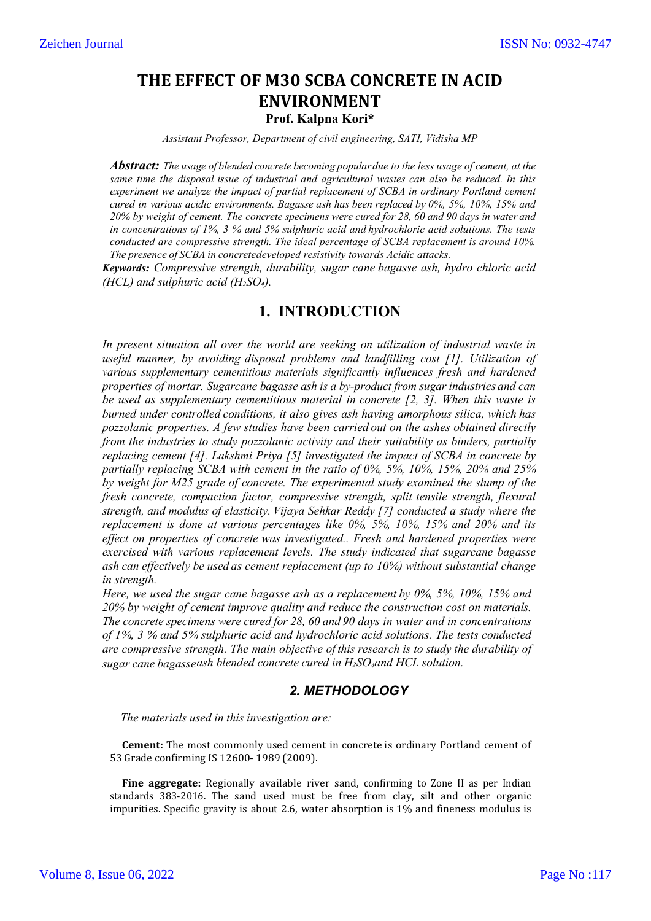# THE EFFECT OF M30 SCBA CONCRETE IN ACID ENVIRONMENT

**Prof. Kalpna Kori***

*Assistant Professor, Department of civil engineering, SATI, Vidisha MP*

***Abstract:*** *The usage of blended concrete becoming popular due to the less usage of cement, at the same time the disposal issue of industrial and agricultural wastes can also be reduced. In this experiment we analyze the impact of partial replacement of SCBA in ordinary Portland cement cured in various acidic environments. Bagasse ash has been replaced by 0%, 5%, 10%, 15% and 20% by weight of cement. The concrete specimens were cured for 28, 60 and 90 days in water and in concentrations of 1%, 3 % and 5% sulphuric acid and hydrochloric acid solutions. The tests conducted are compressive strength. The ideal percentage of SCBA replacement is around 10%. The presence of SCBA in concretedeveloped resistivity towards Acidic attacks.*

***Keywords:*** *Compressive strength, durability, sugar cane bagasse ash, hydro chloric acid (HCL) and sulphuric acid ($H_2SO_4$).*

## 1. INTRODUCTION

*In present situation all over the world are seeking on utilization of industrial waste in useful manner, by avoiding disposal problems and landfilling cost [1]. Utilization of various supplementary cementitious materials significantly influences fresh and hardened properties of mortar. Sugarcane bagasse ash is a by-product from sugar industries and can be used as supplementary cementitious material in concrete [2, 3]. When this waste is burned under controlled conditions, it also gives ash having amorphous silica, which has pozzolanic properties. A few studies have been carried out on the ashes obtained directly from the industries to study pozzolanic activity and their suitability as binders, partially replacing cement [4]. Lakshmi Priya [5] investigated the impact of SCBA in concrete by partially replacing SCBA with cement in the ratio of 0%, 5%, 10%, 15%, 20% and 25% by weight for M25 grade of concrete. The experimental study examined the slump of the fresh concrete, compaction factor, compressive strength, split tensile strength, flexural strength, and modulus of elasticity. Vijaya Sehkar Reddy [7] conducted a study where the replacement is done at various percentages like 0%, 5%, 10%, 15% and 20% and its effect on properties of concrete was investigated.. Fresh and hardened properties were exercised with various replacement levels. The study indicated that sugarcane bagasse ash can effectively be used as cement replacement (up to 10%) without substantial change in strength.*

*Here, we used the sugar cane bagasse ash as a replacement by 0%, 5%, 10%, 15% and 20% by weight of cement improve quality and reduce the construction cost on materials. The concrete specimens were cured for 28, 60 and 90 days in water and in concentrations of 1%, 3 % and 5% sulphuric acid and hydrochloric acid solutions. The tests conducted are compressive strength. The main objective of this research is to study the durability of sugar cane bagasse ash blended concrete cured in $H_2SO_4$ and HCL solution.*

## *2. METHODOLOGY*

*The materials used in this investigation are:*

**Cement:** The most commonly used cement in concrete is ordinary Portland cement of 53 Grade confirming IS 12600- 1989 (2009).

**Fine aggregate:** Regionally available river sand, confirming to Zone II as per Indian standards 383-2016. The sand used must be free from clay, silt and other organic impurities. Specific gravity is about 2.6, water absorption is 1% and fineness modulus is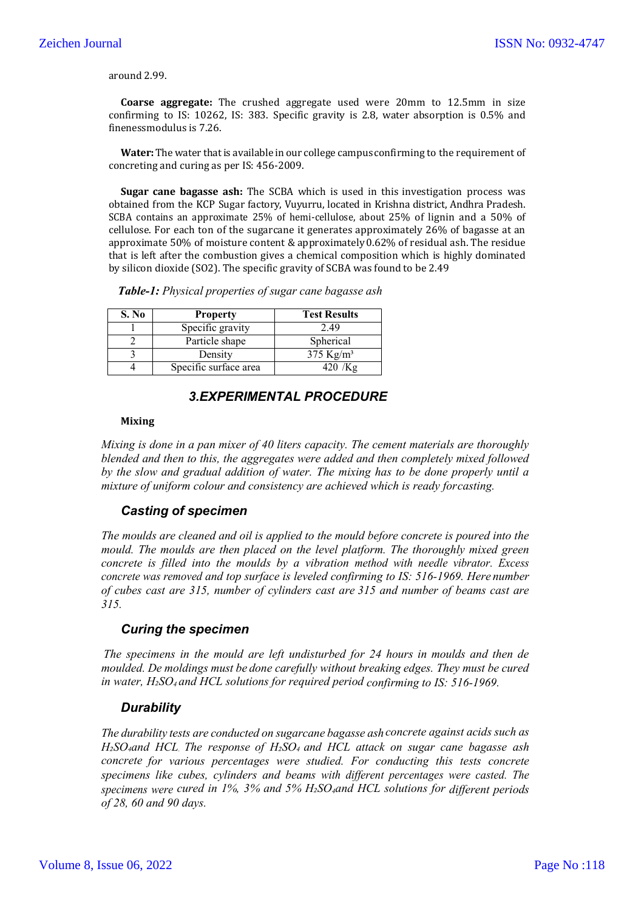around 2.99.

**Coarse aggregate:** The crushed aggregate used were 20mm to 12.5mm in size confirming to IS: 10262, IS: 383. Specific gravity is 2.8, water absorption is 0.5% and finenessmodulus is 7.26.

**Water:** The water that is available in our college campus confirming to the requirement of concreting and curing as per IS: 456-2009.

**Sugar cane bagasse ash:** The SCBA which is used in this investigation process was obtained from the KCP Sugar factory, Vuyurru, located in Krishna district, Andhra Pradesh. SCBA contains an approximate 25% of hemi-cellulose, about 25% of lignin and a 50% of cellulose. For each ton of the sugarcane it generates approximately 26% of bagasse at an approximate 50% of moisture content & approximately 0.62% of residual ash. The residue that is left after the combustion gives a chemical composition which is highly dominated by silicon dioxide (SO2). The specific gravity of SCBA was found to be 2.49

***Table-1:*** *Physical properties of sugar cane bagasse ash*

| S. No | Property | Test Results |
|---|---|---|
| 1 | Specific gravity | 2.49 |
| 2 | Particle shape | Spherical |
| 3 | Density | 375 Kg/m³ |
| 4 | Specific surface area | 420 /Kg |

## 3.EXPERIMENTAL PROCEDURE

**Mixing**

*Mixing is done in a pan mixer of 40 liters capacity. The cement materials are thoroughly blended and then to this, the aggregates were added and then completely mixed followed by the slow and gradual addition of water. The mixing has to be done properly until a mixture of uniform colour and consistency are achieved which is ready forcasting.*

### Casting of specimen

*The moulds are cleaned and oil is applied to the mould before concrete is poured into the mould. The moulds are then placed on the level platform. The thoroughly mixed green concrete is filled into the moulds by a vibration method with needle vibrator. Excess concrete was removed and top surface is leveled confirming to IS: 516-1969. Here number of cubes cast are 315, number of cylinders cast are 315 and number of beams cast are 315.*

### Curing the specimen

*The specimens in the mould are left undisturbed for 24 hours in moulds and then de moulded. De moldings must be done carefully without breaking edges. They must be cured in water, $H_2SO_4$ and HCL solutions for required period confirming to IS: 516-1969.*

### Durability

*The durability tests are conducted on sugarcane bagasse ash concrete against acids such as $H_2SO_4$ and HCL. The response of $H_2SO_4$ and HCL attack on sugar cane bagasse ash concrete for various percentages were studied. For conducting this tests concrete specimens like cubes, cylinders and beams with different percentages were casted. The specimens were cured in 1%, 3% and 5% $H_2SO_4$ and HCL solutions for different periods of 28, 60 and 90 days.*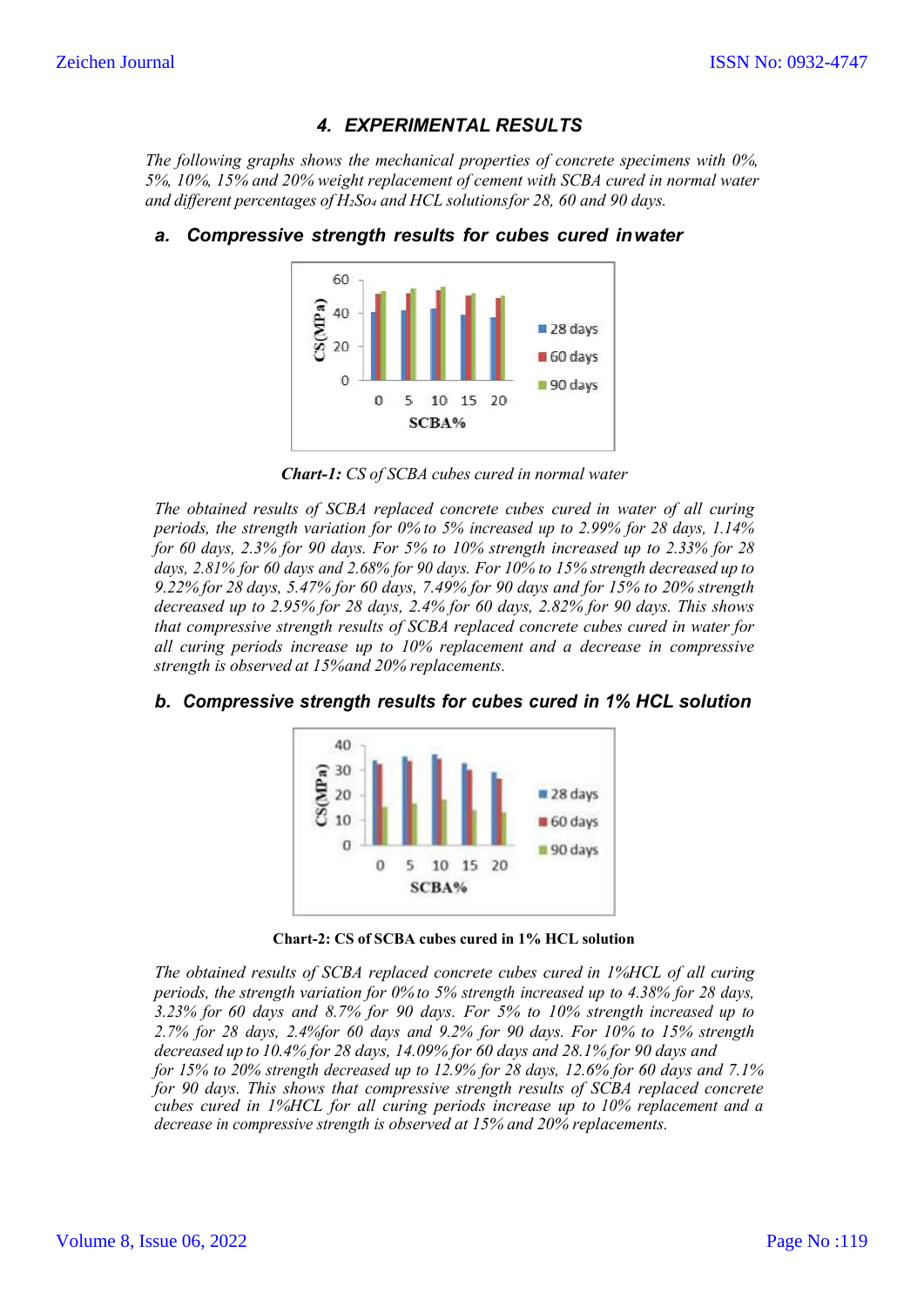## 4. EXPERIMENTAL RESULTS

*The following graphs shows the mechanical properties of concrete specimens with 0%, 5%, 10%, 15% and 20% weight replacement of cement with SCBA cured in normal water and different percentages of $H_2So_4$ and HCL solutionsfor 28, 60 and 90 days.*

### a. Compressive strength results for cubes cured inwater

***Chart-1:*** *CS of SCBA cubes cured in normal water*

*The obtained results of SCBA replaced concrete cubes cured in water of all curing periods, the strength variation for 0% to 5% increased up to 2.99% for 28 days, 1.14% for 60 days, 2.3% for 90 days. For 5% to 10% strength increased up to 2.33% for 28 days, 2.81% for 60 days and 2.68% for 90 days. For 10% to 15% strength decreased up to 9.22% for 28 days, 5.47% for 60 days, 7.49% for 90 days and for 15% to 20% strength decreased up to 2.95% for 28 days, 2.4% for 60 days, 2.82% for 90 days. This shows that compressive strength results of SCBA replaced concrete cubes cured in water for all curing periods increase up to 10% replacement and a decrease in compressive strength is observed at 15%and 20% replacements.*

### b. Compressive strength results for cubes cured in 1% HCL solution

**Chart-2: CS of SCBA cubes cured in 1% HCL solution**

*The obtained results of SCBA replaced concrete cubes cured in 1%HCL of all curing periods, the strength variation for 0% to 5% strength increased up to 4.38% for 28 days, 3.23% for 60 days and 8.7% for 90 days. For 5% to 10% strength increased up to 2.7% for 28 days, 2.4%for 60 days and 9.2% for 90 days. For 10% to 15% strength decreased up to 10.4% for 28 days, 14.09% for 60 days and 28.1% for 90 days and for 15% to 20% strength decreased up to 12.9% for 28 days, 12.6% for 60 days and 7.1% for 90 days. This shows that compressive strength results of SCBA replaced concrete cubes cured in 1%HCL for all curing periods increase up to 10% replacement and a decrease in compressive strength is observed at 15% and 20% replacements.*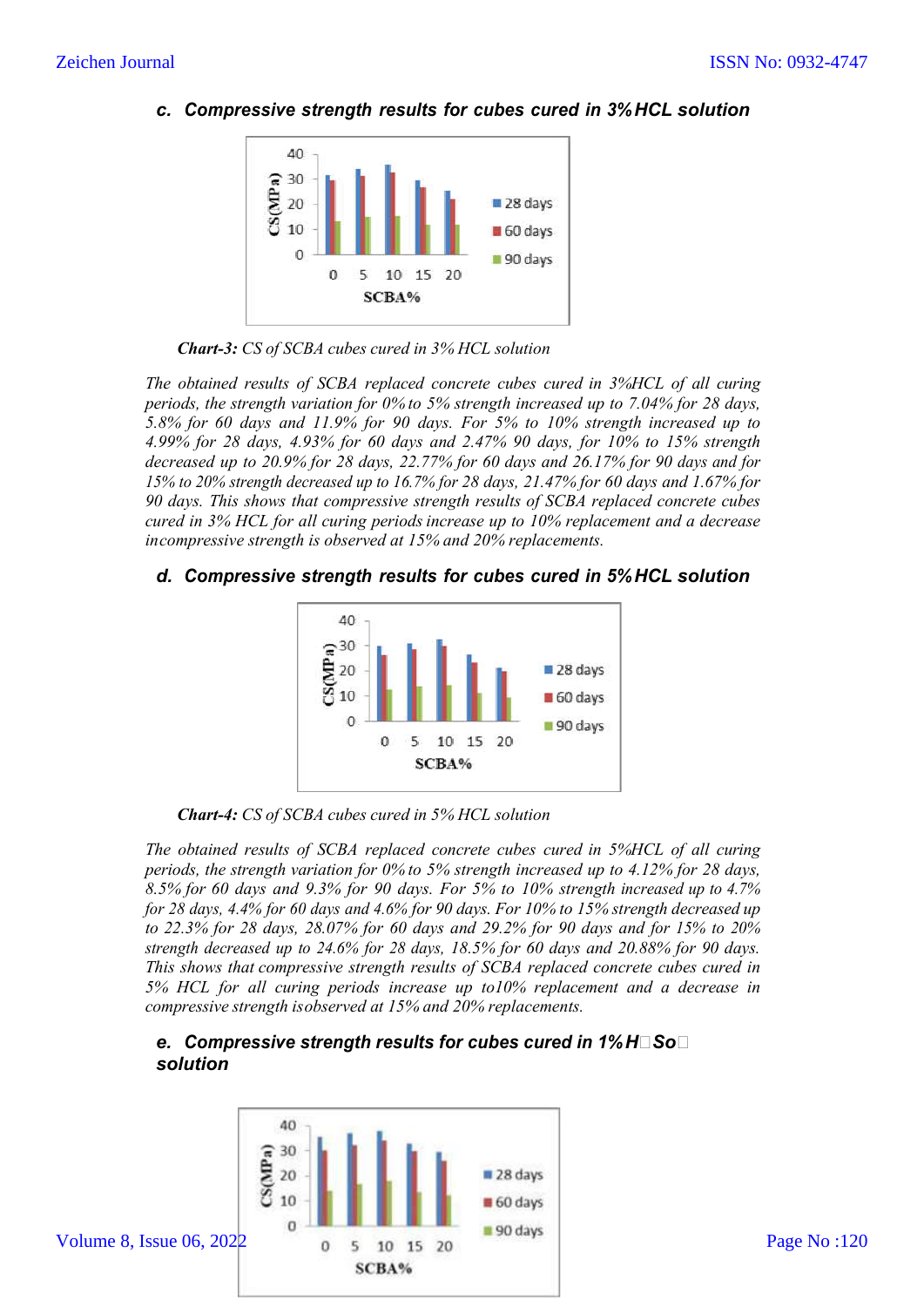### c. Compressive strength results for cubes cured in 3% HCL solution

***Chart-3:*** *CS of SCBA cubes cured in 3% HCL solution*

*The obtained results of SCBA replaced concrete cubes cured in 3%HCL of all curing periods, the strength variation for 0% to 5% strength increased up to 7.04% for 28 days, 5.8% for 60 days and 11.9% for 90 days. For 5% to 10% strength increased up to 4.99% for 28 days, 4.93% for 60 days and 2.47% 90 days, for 10% to 15% strength decreased up to 20.9% for 28 days, 22.77% for 60 days and 26.17% for 90 days and for 15% to 20% strength decreased up to 16.7% for 28 days, 21.47% for 60 days and 1.67% for 90 days. This shows that compressive strength results of SCBA replaced concrete cubes cured in 3% HCL for all curing periods increase up to 10% replacement and a decrease incompressive strength is observed at 15% and 20% replacements.*

### d. Compressive strength results for cubes cured in 5% HCL solution

***Chart-4:*** *CS of SCBA cubes cured in 5% HCL solution*

*The obtained results of SCBA replaced concrete cubes cured in 5%HCL of all curing periods, the strength variation for 0% to 5% strength increased up to 4.12% for 28 days, 8.5% for 60 days and 9.3% for 90 days. For 5% to 10% strength increased up to 4.7% for 28 days, 4.4% for 60 days and 4.6% for 90 days. For 10% to 15% strength decreased up to 22.3% for 28 days, 28.07% for 60 days and 29.2% for 90 days and for 15% to 20% strength decreased up to 24.6% for 28 days, 18.5% for 60 days and 20.88% for 90 days. This shows that compressive strength results of SCBA replaced concrete cubes cured in 5% HCL for all curing periods increase up to10% replacement and a decrease in compressive strength isobserved at 15% and 20% replacements.*

### e. Compressive strength results for cubes cured in 1% $H_2SO_4$ solution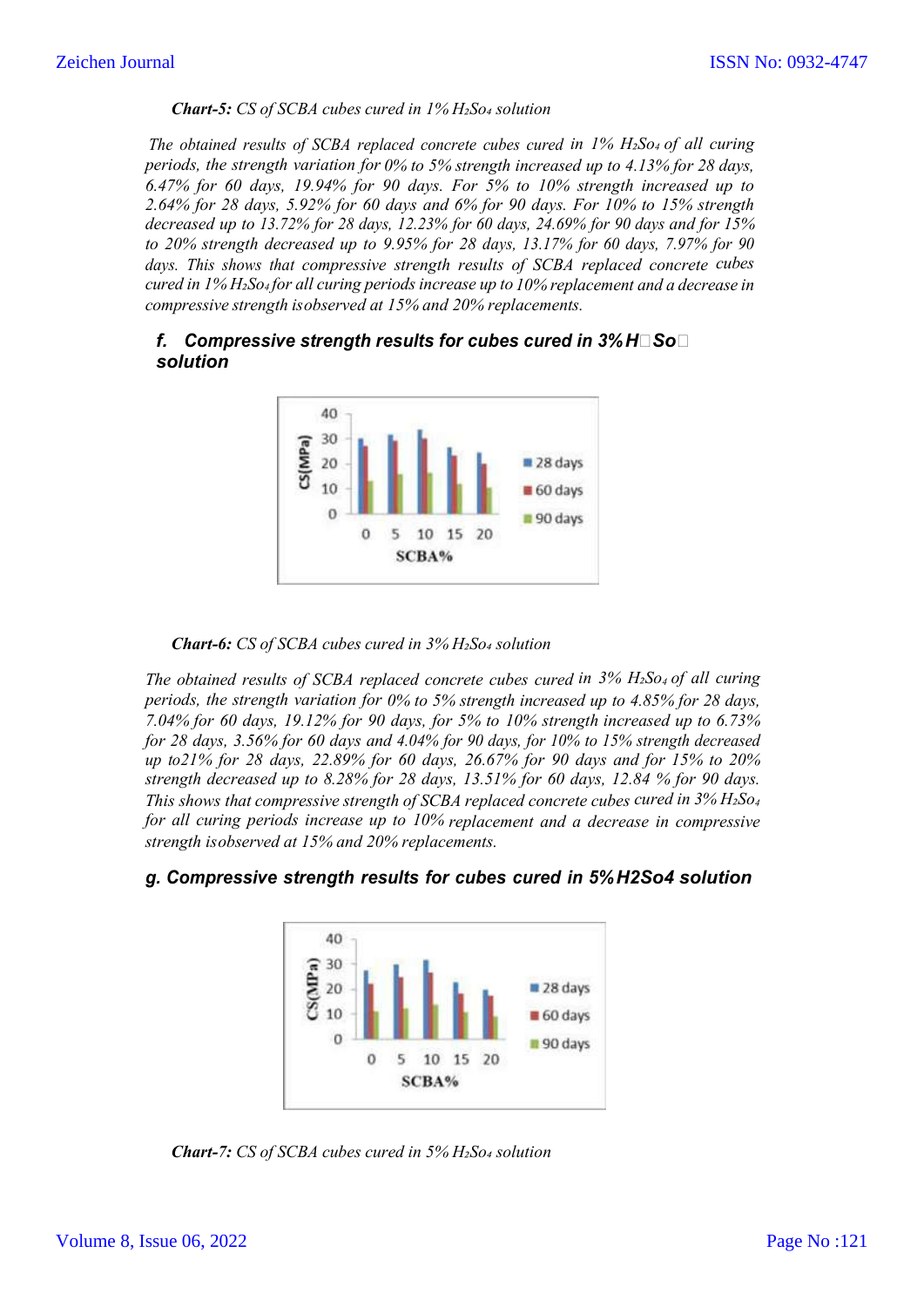***Chart-5:*** *CS of SCBA cubes cured in 1% $H_2So_4$ solution*

*The obtained results of SCBA replaced concrete cubes cured in 1% $H_2So_4$ of all curing periods, the strength variation for 0% to 5% strength increased up to 4.13% for 28 days, 6.47% for 60 days, 19.94% for 90 days. For 5% to 10% strength increased up to 2.64% for 28 days, 5.92% for 60 days and 6% for 90 days. For 10% to 15% strength decreased up to 13.72% for 28 days, 12.23% for 60 days, 24.69% for 90 days and for 15% to 20% strength decreased up to 9.95% for 28 days, 13.17% for 60 days, 7.97% for 90 days. This shows that compressive strength results of SCBA replaced concrete cubes cured in 1% $H_2So_4$ for all curing periods increase up to 10% replacement and a decrease in compressive strength isobserved at 15% and 20% replacements.*

### f. Compressive strength results for cubes cured in 3% $H_2So_4$ solution

***Chart-6:*** *CS of SCBA cubes cured in 3% $H_2So_4$ solution*

*The obtained results of SCBA replaced concrete cubes cured in 3% $H_2So_4$ of all curing periods, the strength variation for 0% to 5% strength increased up to 4.85% for 28 days, 7.04% for 60 days, 19.12% for 90 days, for 5% to 10% strength increased up to 6.73% for 28 days, 3.56% for 60 days and 4.04% for 90 days, for 10% to 15% strength decreased up to21% for 28 days, 22.89% for 60 days, 26.67% for 90 days and for 15% to 20% strength decreased up to 8.28% for 28 days, 13.51% for 60 days, 12.84 % for 90 days. This shows that compressive strength of SCBA replaced concrete cubes cured in 3% $H_2So_4$ for all curing periods increase up to 10% replacement and a decrease in compressive strength isobserved at 15% and 20% replacements.*

### g. Compressive strength results for cubes cured in 5% $H_2So_4$ solution

***Chart-7:*** *CS of SCBA cubes cured in 5% $H_2So_4$ solution*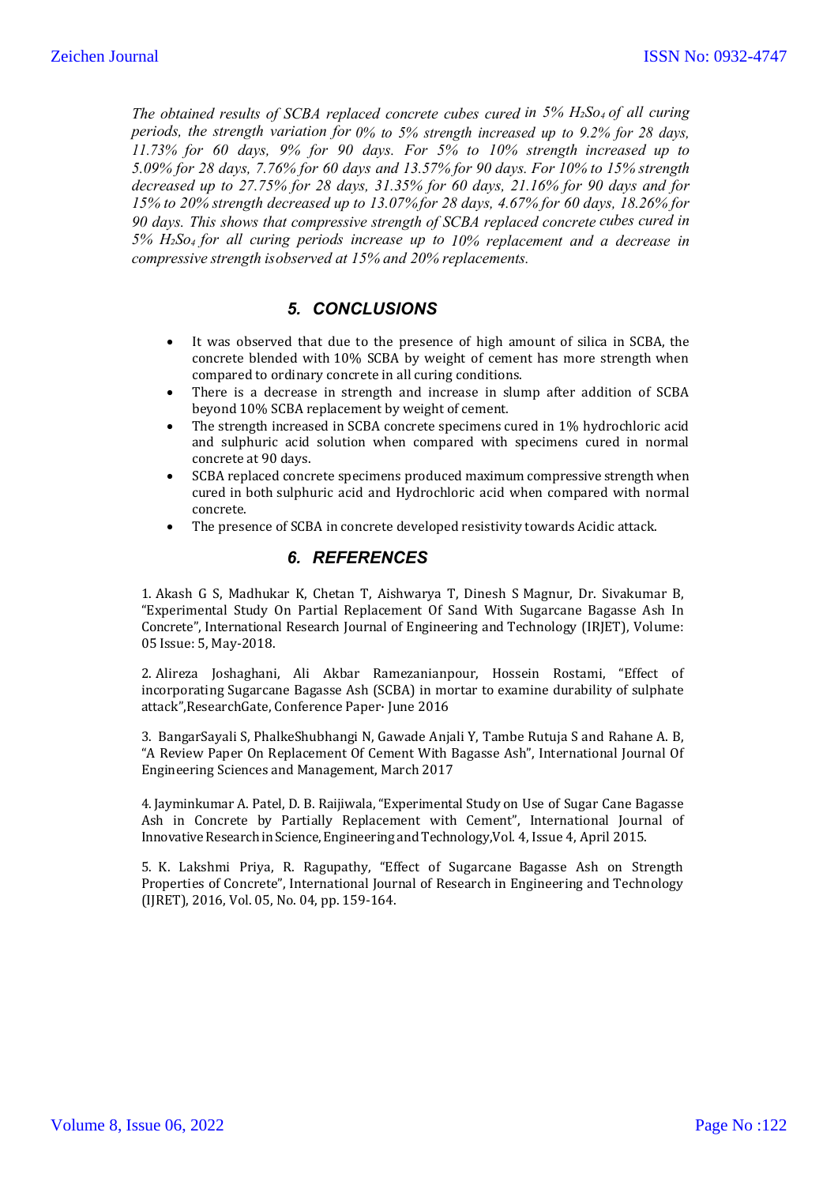*The obtained results of SCBA replaced concrete cubes cured in 5% $H_2So_4$ of all curing periods, the strength variation for 0% to 5% strength increased up to 9.2% for 28 days, 11.73% for 60 days, 9% for 90 days. For 5% to 10% strength increased up to 5.09% for 28 days, 7.76% for 60 days and 13.57% for 90 days. For 10% to 15% strength decreased up to 27.75% for 28 days, 31.35% for 60 days, 21.16% for 90 days and for 15% to 20% strength decreased up to 13.07% for 28 days, 4.67% for 60 days, 18.26% for 90 days. This shows that compressive strength of SCBA replaced concrete cubes cured in 5% $H_2So_4$ for all curing periods increase up to 10% replacement and a decrease in compressive strength is observed at 15% and 20% replacements.*

## 5. CONCLUSIONS

- It was observed that due to the presence of high amount of silica in SCBA, the concrete blended with 10% SCBA by weight of cement has more strength when compared to ordinary concrete in all curing conditions.
- There is a decrease in strength and increase in slump after addition of SCBA beyond 10% SCBA replacement by weight of cement.
- The strength increased in SCBA concrete specimens cured in 1% hydrochloric acid and sulphuric acid solution when compared with specimens cured in normal concrete at 90 days.
- SCBA replaced concrete specimens produced maximum compressive strength when cured in both sulphuric acid and Hydrochloric acid when compared with normal concrete.
- The presence of SCBA in concrete developed resistivity towards Acidic attack.

## 6. REFERENCES

1. Akash G S, Madhukar K, Chetan T, Aishwarya T, Dinesh S Magnur, Dr. Sivakumar B, "Experimental Study On Partial Replacement Of Sand With Sugarcane Bagasse Ash In Concrete", International Research Journal of Engineering and Technology (IRJET), Volume: 05 Issue: 5, May-2018.

2. Alireza Joshaghani, Ali Akbar Ramezanianpour, Hossein Rostami, "Effect of incorporating Sugarcane Bagasse Ash (SCBA) in mortar to examine durability of sulphate attack",ResearchGate, Conference Paper· June 2016

3. BangarSayali S, PhalkeShubhangi N, Gawade Anjali Y, Tambe Rutuja S and Rahane A. B, "A Review Paper On Replacement Of Cement With Bagasse Ash", International Journal Of Engineering Sciences and Management, March 2017

4. Jayminkumar A. Patel, D. B. Raijiwala, "Experimental Study on Use of Sugar Cane Bagasse Ash in Concrete by Partially Replacement with Cement", International Journal of Innovative Research in Science, Engineering and Technology,Vol. 4, Issue 4, April 2015.

5. K. Lakshmi Priya, R. Ragupathy, "Effect of Sugarcane Bagasse Ash on Strength Properties of Concrete", International Journal of Research in Engineering and Technology (IJRET), 2016, Vol. 05, No. 04, pp. 159-164.